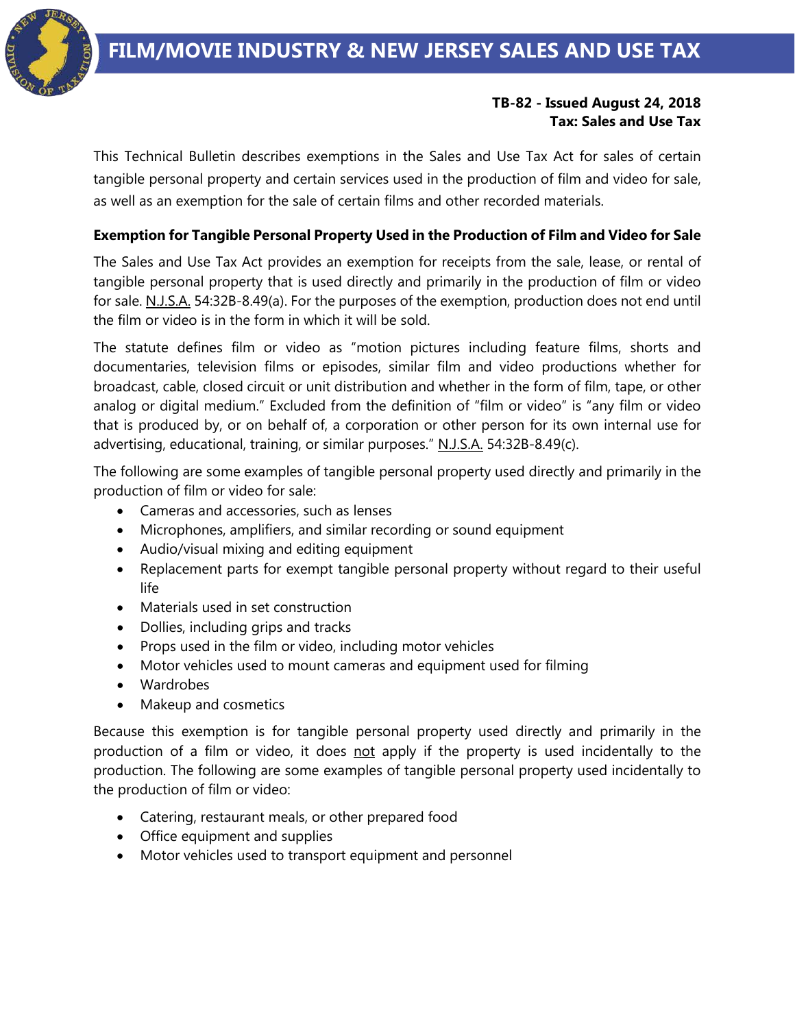# FILM/MOVIE INDUSTRY & NEW JERSEY SALES AND USE TAX

**TB-82 - Issued August 24, 2018**
**Tax: Sales and Use Tax**

This Technical Bulletin describes exemptions in the Sales and Use Tax Act for sales of certain tangible personal property and certain services used in the production of film and video for sale, as well as an exemption for the sale of certain films and other recorded materials.

## Exemption for Tangible Personal Property Used in the Production of Film and Video for Sale

The Sales and Use Tax Act provides an exemption for receipts from the sale, lease, or rental of tangible personal property that is used directly and primarily in the production of film or video for sale. N.J.S.A. 54:32B-8.49(a). For the purposes of the exemption, production does not end until the film or video is in the form in which it will be sold.

The statute defines film or video as "motion pictures including feature films, shorts and documentaries, television films or episodes, similar film and video productions whether for broadcast, cable, closed circuit or unit distribution and whether in the form of film, tape, or other analog or digital medium." Excluded from the definition of "film or video" is "any film or video that is produced by, or on behalf of, a corporation or other person for its own internal use for advertising, educational, training, or similar purposes." N.J.S.A. 54:32B-8.49(c).

The following are some examples of tangible personal property used directly and primarily in the production of film or video for sale:

- Cameras and accessories, such as lenses
- Microphones, amplifiers, and similar recording or sound equipment
- Audio/visual mixing and editing equipment
- Replacement parts for exempt tangible personal property without regard to their useful life
- Materials used in set construction
- Dollies, including grips and tracks
- Props used in the film or video, including motor vehicles
- Motor vehicles used to mount cameras and equipment used for filming
- Wardrobes
- Makeup and cosmetics

Because this exemption is for tangible personal property used directly and primarily in the production of a film or video, it does not apply if the property is used incidentally to the production. The following are some examples of tangible personal property used incidentally to the production of film or video:

- Catering, restaurant meals, or other prepared food
- Office equipment and supplies
- Motor vehicles used to transport equipment and personnel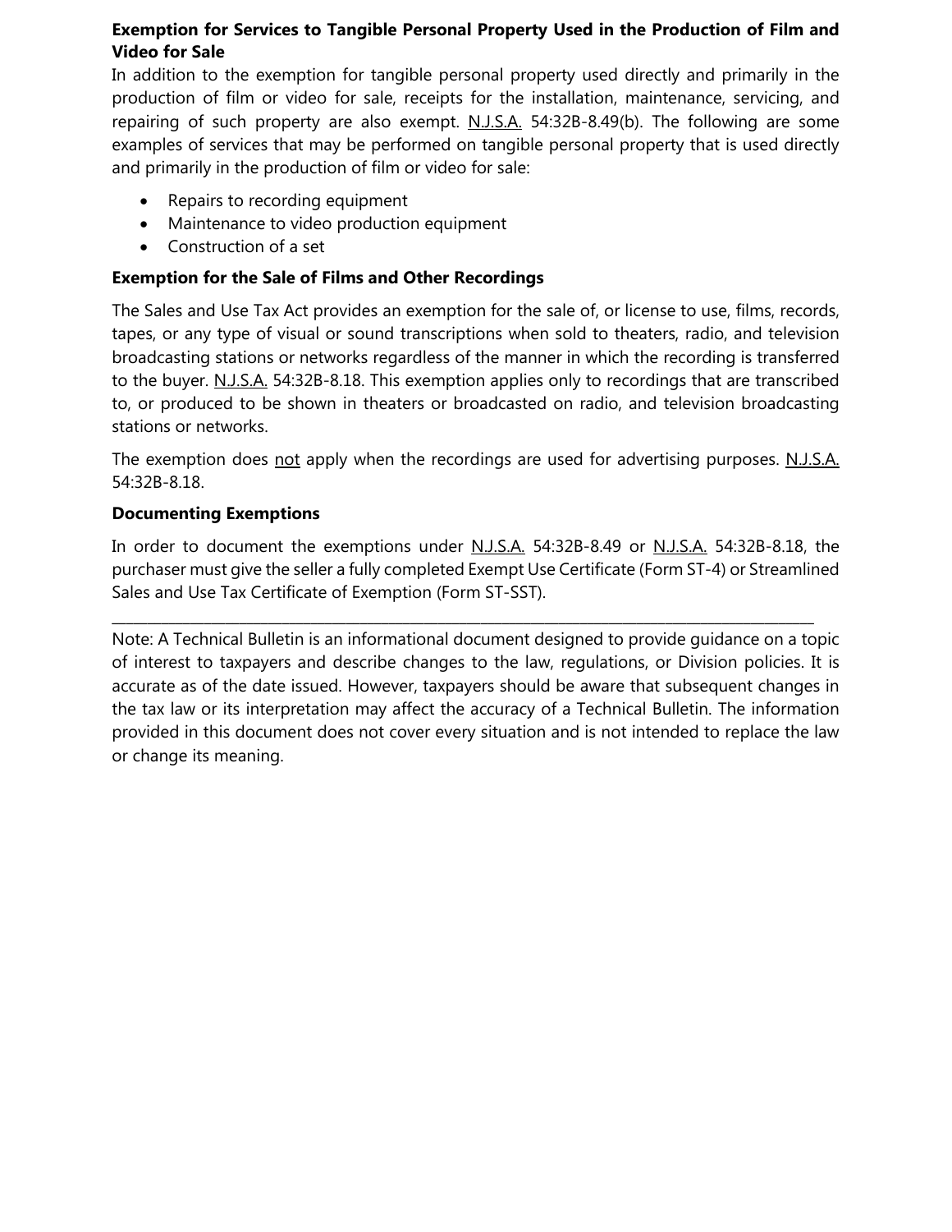**Exemption for Services to Tangible Personal Property Used in the Production of Film and Video for Sale**

In addition to the exemption for tangible personal property used directly and primarily in the production of film or video for sale, receipts for the installation, maintenance, servicing, and repairing of such property are also exempt. N.J.S.A. 54:32B-8.49(b). The following are some examples of services that may be performed on tangible personal property that is used directly and primarily in the production of film or video for sale:

- Repairs to recording equipment
- Maintenance to video production equipment
- Construction of a set

**Exemption for the Sale of Films and Other Recordings**

The Sales and Use Tax Act provides an exemption for the sale of, or license to use, films, records, tapes, or any type of visual or sound transcriptions when sold to theaters, radio, and television broadcasting stations or networks regardless of the manner in which the recording is transferred to the buyer. N.J.S.A. 54:32B-8.18. This exemption applies only to recordings that are transcribed to, or produced to be shown in theaters or broadcasted on radio, and television broadcasting stations or networks.

The exemption does not apply when the recordings are used for advertising purposes. N.J.S.A. 54:32B-8.18.

**Documenting Exemptions**

In order to document the exemptions under N.J.S.A. 54:32B-8.49 or N.J.S.A. 54:32B-8.18, the purchaser must give the seller a fully completed Exempt Use Certificate (Form ST-4) or Streamlined Sales and Use Tax Certificate of Exemption (Form ST-SST).

---

Note: A Technical Bulletin is an informational document designed to provide guidance on a topic of interest to taxpayers and describe changes to the law, regulations, or Division policies. It is accurate as of the date issued. However, taxpayers should be aware that subsequent changes in the tax law or its interpretation may affect the accuracy of a Technical Bulletin. The information provided in this document does not cover every situation and is not intended to replace the law or change its meaning.